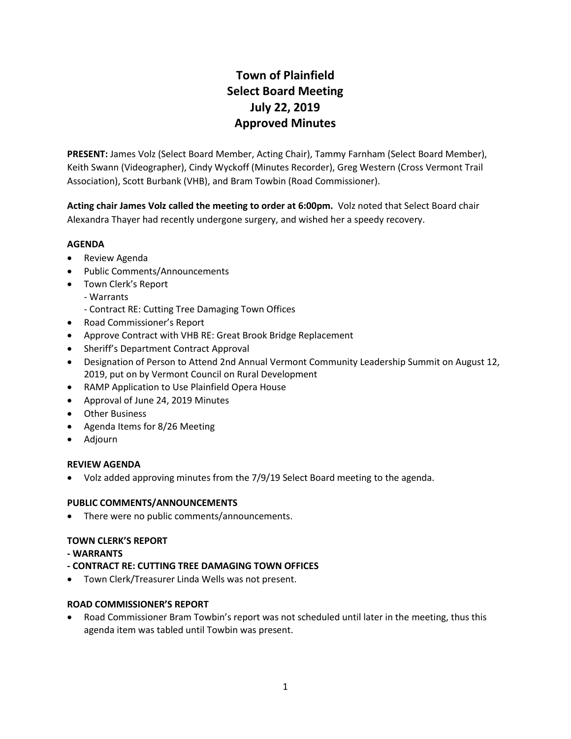# Town of Plainfield
# Select Board Meeting
# July 22, 2019
# Approved Minutes

**PRESENT:** James Volz (Select Board Member, Acting Chair), Tammy Farnham (Select Board Member), Keith Swann (Videographer), Cindy Wyckoff (Minutes Recorder), Greg Western (Cross Vermont Trail Association), Scott Burbank (VHB), and Bram Towbin (Road Commissioner).

**Acting chair James Volz called the meeting to order at 6:00pm.** Volz noted that Select Board chair Alexandra Thayer had recently undergone surgery, and wished her a speedy recovery.

**AGENDA**

- Review Agenda
- Public Comments/Announcements
- Town Clerk's Report
  - Warrants
  - Contract RE: Cutting Tree Damaging Town Offices
- Road Commissioner's Report
- Approve Contract with VHB RE: Great Brook Bridge Replacement
- Sheriff's Department Contract Approval
- Designation of Person to Attend 2nd Annual Vermont Community Leadership Summit on August 12, 2019, put on by Vermont Council on Rural Development
- RAMP Application to Use Plainfield Opera House
- Approval of June 24, 2019 Minutes
- Other Business
- Agenda Items for 8/26 Meeting
- Adjourn

**REVIEW AGENDA**

- Volz added approving minutes from the 7/9/19 Select Board meeting to the agenda.

**PUBLIC COMMENTS/ANNOUNCEMENTS**

- There were no public comments/announcements.

**TOWN CLERK'S REPORT**

**- WARRANTS**

**- CONTRACT RE: CUTTING TREE DAMAGING TOWN OFFICES**

- Town Clerk/Treasurer Linda Wells was not present.

**ROAD COMMISSIONER'S REPORT**

- Road Commissioner Bram Towbin's report was not scheduled until later in the meeting, thus this agenda item was tabled until Towbin was present.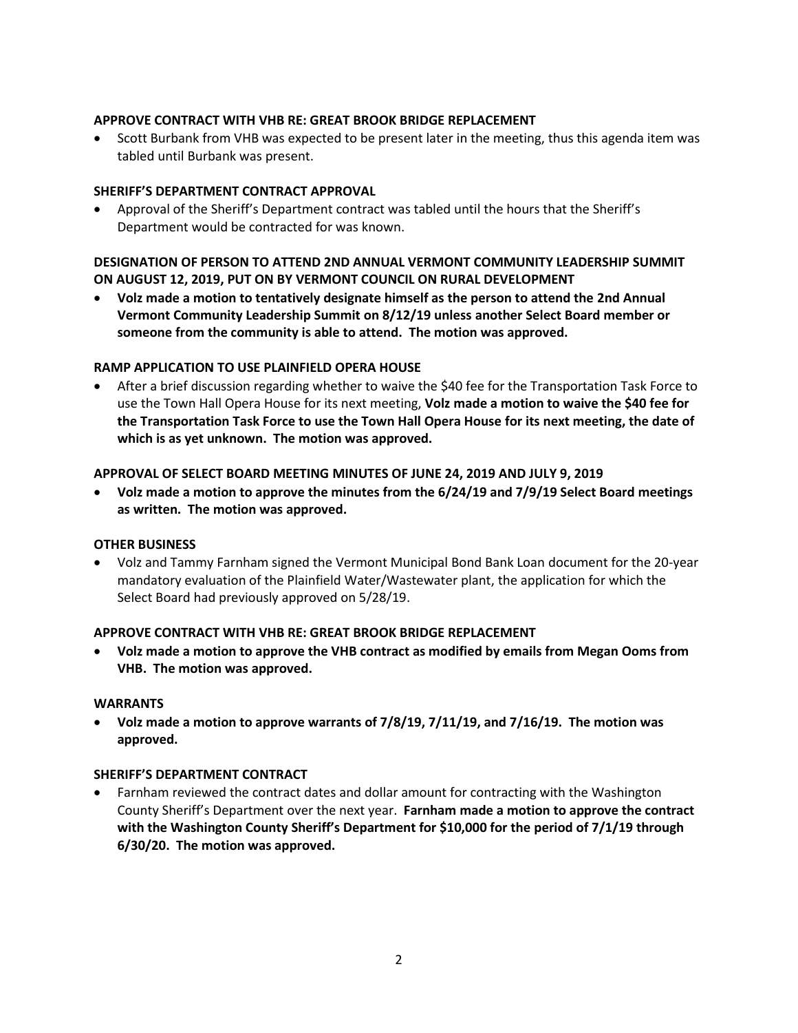**APPROVE CONTRACT WITH VHB RE: GREAT BROOK BRIDGE REPLACEMENT**

- Scott Burbank from VHB was expected to be present later in the meeting, thus this agenda item was tabled until Burbank was present.

**SHERIFF'S DEPARTMENT CONTRACT APPROVAL**

- Approval of the Sheriff's Department contract was tabled until the hours that the Sheriff's Department would be contracted for was known.

**DESIGNATION OF PERSON TO ATTEND 2ND ANNUAL VERMONT COMMUNITY LEADERSHIP SUMMIT ON AUGUST 12, 2019, PUT ON BY VERMONT COUNCIL ON RURAL DEVELOPMENT**

- **Volz made a motion to tentatively designate himself as the person to attend the 2nd Annual Vermont Community Leadership Summit on 8/12/19 unless another Select Board member or someone from the community is able to attend. The motion was approved.**

**RAMP APPLICATION TO USE PLAINFIELD OPERA HOUSE**

- After a brief discussion regarding whether to waive the $40 fee for the Transportation Task Force to use the Town Hall Opera House for its next meeting, **Volz made a motion to waive the $40 fee for the Transportation Task Force to use the Town Hall Opera House for its next meeting, the date of which is as yet unknown. The motion was approved.**

**APPROVAL OF SELECT BOARD MEETING MINUTES OF JUNE 24, 2019 AND JULY 9, 2019**

- **Volz made a motion to approve the minutes from the 6/24/19 and 7/9/19 Select Board meetings as written. The motion was approved.**

**OTHER BUSINESS**

- Volz and Tammy Farnham signed the Vermont Municipal Bond Bank Loan document for the 20-year mandatory evaluation of the Plainfield Water/Wastewater plant, the application for which the Select Board had previously approved on 5/28/19.

**APPROVE CONTRACT WITH VHB RE: GREAT BROOK BRIDGE REPLACEMENT**

- **Volz made a motion to approve the VHB contract as modified by emails from Megan Ooms from VHB. The motion was approved.**

**WARRANTS**

- **Volz made a motion to approve warrants of 7/8/19, 7/11/19, and 7/16/19. The motion was approved.**

**SHERIFF'S DEPARTMENT CONTRACT**

- Farnham reviewed the contract dates and dollar amount for contracting with the Washington County Sheriff's Department over the next year. **Farnham made a motion to approve the contract with the Washington County Sheriff's Department for $10,000 for the period of 7/1/19 through 6/30/20. The motion was approved.**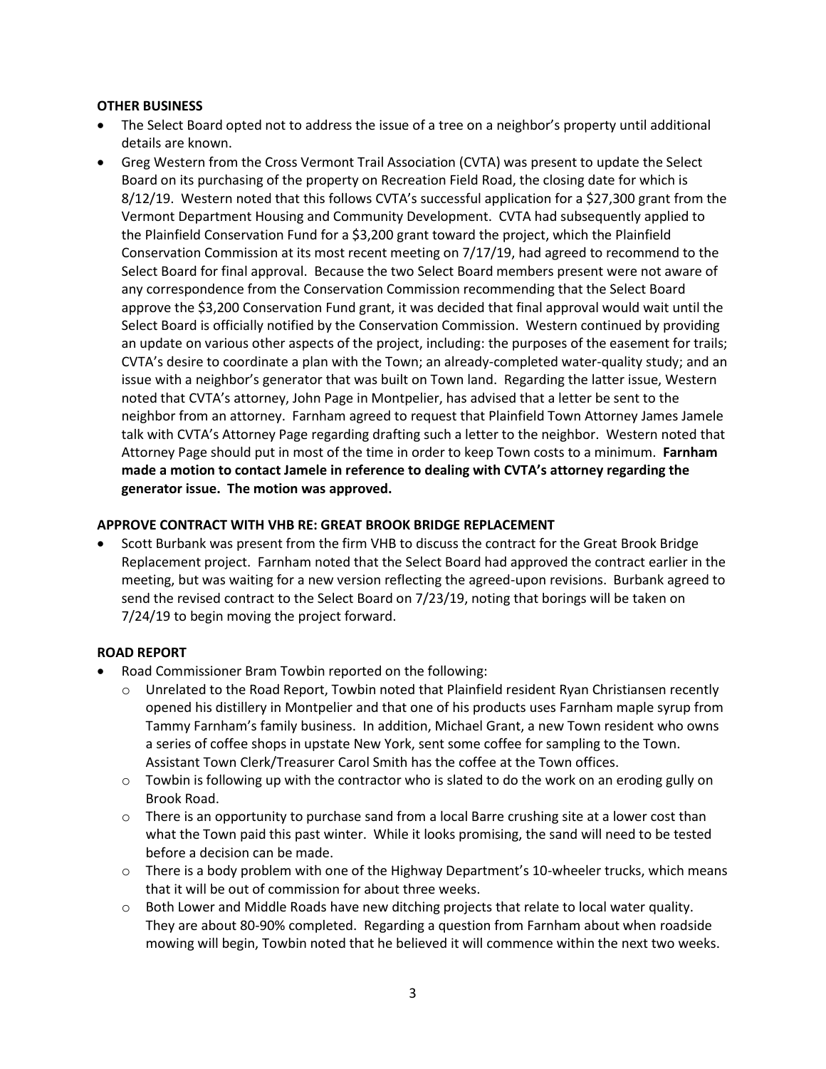**OTHER BUSINESS**

- The Select Board opted not to address the issue of a tree on a neighbor's property until additional details are known.
- Greg Western from the Cross Vermont Trail Association (CVTA) was present to update the Select Board on its purchasing of the property on Recreation Field Road, the closing date for which is 8/12/19. Western noted that this follows CVTA's successful application for a $27,300 grant from the Vermont Department Housing and Community Development. CVTA had subsequently applied to the Plainfield Conservation Fund for a $3,200 grant toward the project, which the Plainfield Conservation Commission at its most recent meeting on 7/17/19, had agreed to recommend to the Select Board for final approval. Because the two Select Board members present were not aware of any correspondence from the Conservation Commission recommending that the Select Board approve the $3,200 Conservation Fund grant, it was decided that final approval would wait until the Select Board is officially notified by the Conservation Commission. Western continued by providing an update on various other aspects of the project, including: the purposes of the easement for trails; CVTA's desire to coordinate a plan with the Town; an already-completed water-quality study; and an issue with a neighbor's generator that was built on Town land. Regarding the latter issue, Western noted that CVTA's attorney, John Page in Montpelier, has advised that a letter be sent to the neighbor from an attorney. Farnham agreed to request that Plainfield Town Attorney James Jamele talk with CVTA's Attorney Page regarding drafting such a letter to the neighbor. Western noted that Attorney Page should put in most of the time in order to keep Town costs to a minimum. **Farnham made a motion to contact Jamele in reference to dealing with CVTA's attorney regarding the generator issue. The motion was approved.**

**APPROVE CONTRACT WITH VHB RE: GREAT BROOK BRIDGE REPLACEMENT**

- Scott Burbank was present from the firm VHB to discuss the contract for the Great Brook Bridge Replacement project. Farnham noted that the Select Board had approved the contract earlier in the meeting, but was waiting for a new version reflecting the agreed-upon revisions. Burbank agreed to send the revised contract to the Select Board on 7/23/19, noting that borings will be taken on 7/24/19 to begin moving the project forward.

**ROAD REPORT**

- Road Commissioner Bram Towbin reported on the following:
  - Unrelated to the Road Report, Towbin noted that Plainfield resident Ryan Christiansen recently opened his distillery in Montpelier and that one of his products uses Farnham maple syrup from Tammy Farnham's family business. In addition, Michael Grant, a new Town resident who owns a series of coffee shops in upstate New York, sent some coffee for sampling to the Town. Assistant Town Clerk/Treasurer Carol Smith has the coffee at the Town offices.
  - Towbin is following up with the contractor who is slated to do the work on an eroding gully on Brook Road.
  - There is an opportunity to purchase sand from a local Barre crushing site at a lower cost than what the Town paid this past winter. While it looks promising, the sand will need to be tested before a decision can be made.
  - There is a body problem with one of the Highway Department's 10-wheeler trucks, which means that it will be out of commission for about three weeks.
  - Both Lower and Middle Roads have new ditching projects that relate to local water quality. They are about 80-90% completed. Regarding a question from Farnham about when roadside mowing will begin, Towbin noted that he believed it will commence within the next two weeks.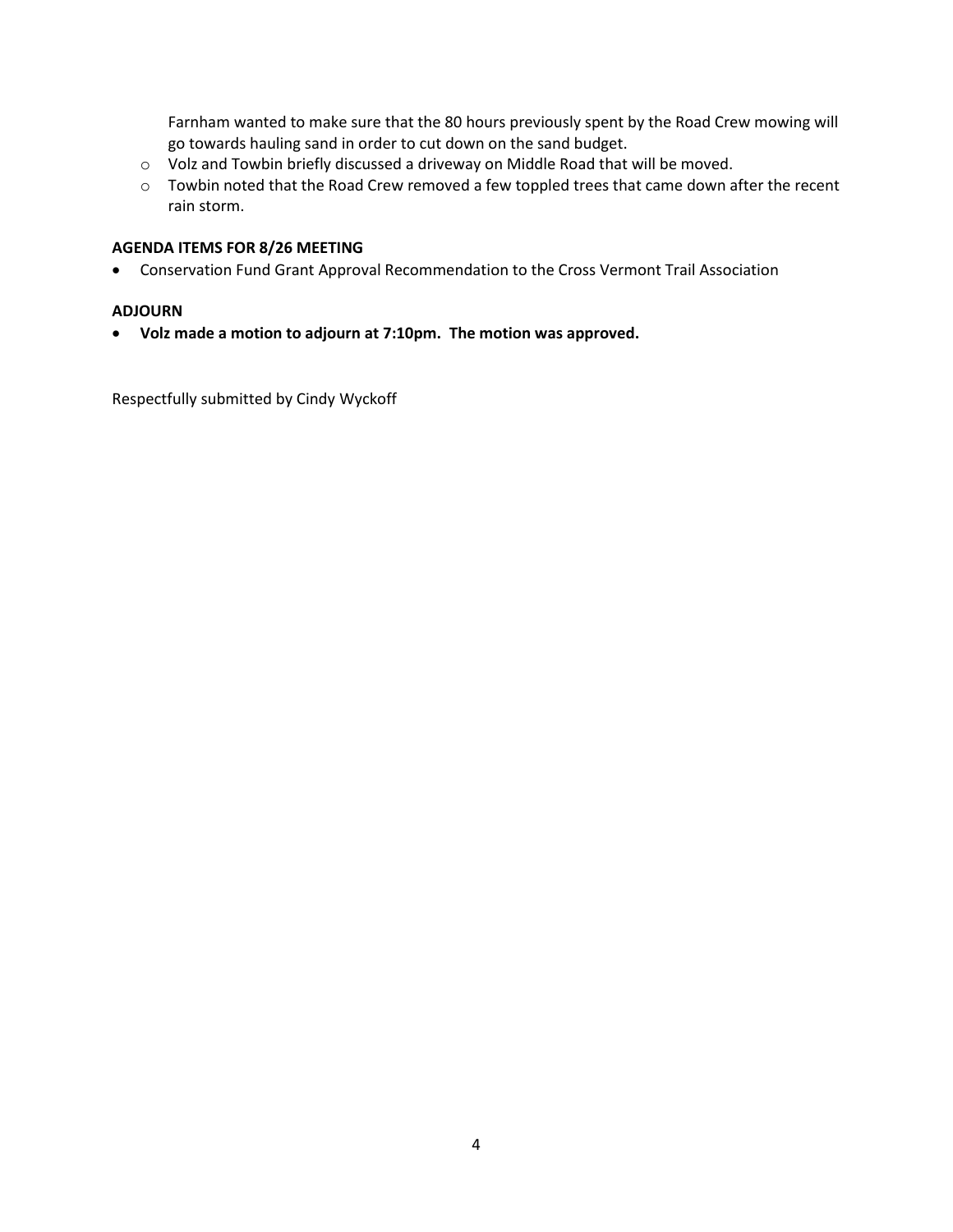Farnham wanted to make sure that the 80 hours previously spent by the Road Crew mowing will go towards hauling sand in order to cut down on the sand budget.

  - Volz and Towbin briefly discussed a driveway on Middle Road that will be moved.
  - Towbin noted that the Road Crew removed a few toppled trees that came down after the recent rain storm.

**AGENDA ITEMS FOR 8/26 MEETING**

- Conservation Fund Grant Approval Recommendation to the Cross Vermont Trail Association

**ADJOURN**

- **Volz made a motion to adjourn at 7:10pm. The motion was approved.**

Respectfully submitted by Cindy Wyckoff